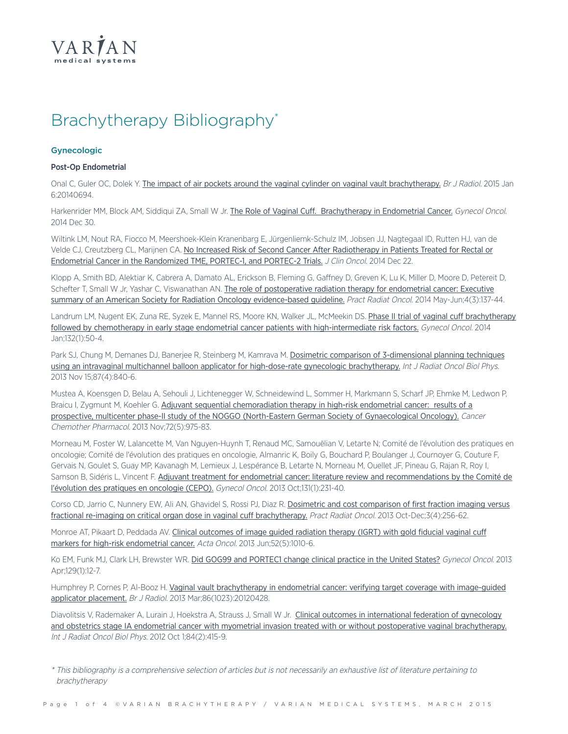VARIAN
medical systems

# Brachytherapy Bibliography*

## Gynecologic

### Post-Op Endometrial

Onal C, Guler OC, Dolek Y. The impact of air pockets around the vaginal cylinder on vaginal vault brachytherapy. *Br J Radiol.* 2015 Jan 6:20140694.

Harkenrider MM, Block AM, Siddiqui ZA, Small W Jr. The Role of Vaginal Cuff. Brachytherapy in Endometrial Cancer. *Gynecol Oncol.* 2014 Dec 30.

Wiltink LM, Nout RA, Fiocco M, Meershoek-Klein Kranenbarg E, Jürgenliemk-Schulz IM, Jobsen JJ, Nagtegaal ID, Rutten HJ, van de Velde CJ, Creutzberg CL, Marijnen CA. No Increased Risk of Second Cancer After Radiotherapy in Patients Treated for Rectal or Endometrial Cancer in the Randomized TME, PORTEC-1, and PORTEC-2 Trials. *J Clin Oncol.* 2014 Dec 22.

Klopp A, Smith BD, Alektiar K, Cabrera A, Damato AL, Erickson B, Fleming G, Gaffney D, Greven K, Lu K, Miller D, Moore D, Petereit D, Schefter T, Small W Jr, Yashar C, Viswanathan AN. The role of postoperative radiation therapy for endometrial cancer: Executive summary of an American Society for Radiation Oncology evidence-based guideline. *Pract Radiat Oncol.* 2014 May-Jun;4(3):137-44.

Landrum LM, Nugent EK, Zuna RE, Syzek E, Mannel RS, Moore KN, Walker JL, McMeekin DS. Phase II trial of vaginal cuff brachytherapy followed by chemotherapy in early stage endometrial cancer patients with high-intermediate risk factors. *Gynecol Oncol.* 2014 Jan;132(1):50-4.

Park SJ, Chung M, Demanes DJ, Banerjee R, Steinberg M, Kamrava M. Dosimetric comparison of 3-dimensional planning techniques using an intravaginal multichannel balloon applicator for high-dose-rate gynecologic brachytherapy. *Int J Radiat Oncol Biol Phys.* 2013 Nov 15;87(4):840-6.

Mustea A, Koensgen D, Belau A, Sehouli J, Lichtenegger W, Schneidewind L, Sommer H, Markmann S, Scharf JP, Ehmke M, Ledwon P, Braicu I, Zygmunt M, Koehler G. Adjuvant sequential chemoradiation therapy in high-risk endometrial cancer: results of a prospective, multicenter phase-II study of the NOGGO (North-Eastern German Society of Gynaecological Oncology). *Cancer Chemother Pharmacol.* 2013 Nov;72(5):975-83.

Morneau M, Foster W, Lalancette M, Van Nguyen-Huynh T, Renaud MC, Samouëlian V, Letarte N; Comité de l'évolution des pratiques en oncologie; Comité de l'évolution des pratiques en oncologie, Almanric K, Boily G, Bouchard P, Boulanger J, Cournoyer G, Couture F, Gervais N, Goulet S, Guay MP, Kavanagh M, Lemieux J, Lespérance B, Letarte N, Morneau M, Ouellet JF, Pineau G, Rajan R, Roy I, Samson B, Sidéris L, Vincent F. Adjuvant treatment for endometrial cancer: literature review and recommendations by the Comité de l'évolution des pratiques en oncologie (CEPO). *Gynecol Oncol.* 2013 Oct;131(1):231-40.

Corso CD, Jarrio C, Nunnery EW, Ali AN, Ghavidel S, Rossi PJ, Diaz R. Dosimetric and cost comparison of first fraction imaging versus fractional re-imaging on critical organ dose in vaginal cuff brachytherapy. *Pract Radiat Oncol.* 2013 Oct-Dec;3(4):256-62.

Monroe AT, Pikaart D, Peddada AV. Clinical outcomes of image guided radiation therapy (IGRT) with gold fiducial vaginal cuff markers for high-risk endometrial cancer. *Acta Oncol.* 2013 Jun;52(5):1010-6.

Ko EM, Funk MJ, Clark LH, Brewster WR. Did GOG99 and PORTEC1 change clinical practice in the United States? *Gynecol Oncol.* 2013 Apr;129(1):12-7.

Humphrey P, Cornes P, Al-Booz H. Vaginal vault brachytherapy in endometrial cancer: verifying target coverage with image-guided applicator placement. *Br J Radiol.* 2013 Mar;86(1023):20120428.

Diavolitsis V, Rademaker A, Lurain J, Hoekstra A, Strauss J, Small W Jr. Clinical outcomes in international federation of gynecology and obstetrics stage IA endometrial cancer with myometrial invasion treated with or without postoperative vaginal brachytherapy. *Int J Radiat Oncol Biol Phys.* 2012 Oct 1;84(2):415-9.

*\* This bibliography is a comprehensive selection of articles but is not necessarily an exhaustive list of literature pertaining to brachytherapy*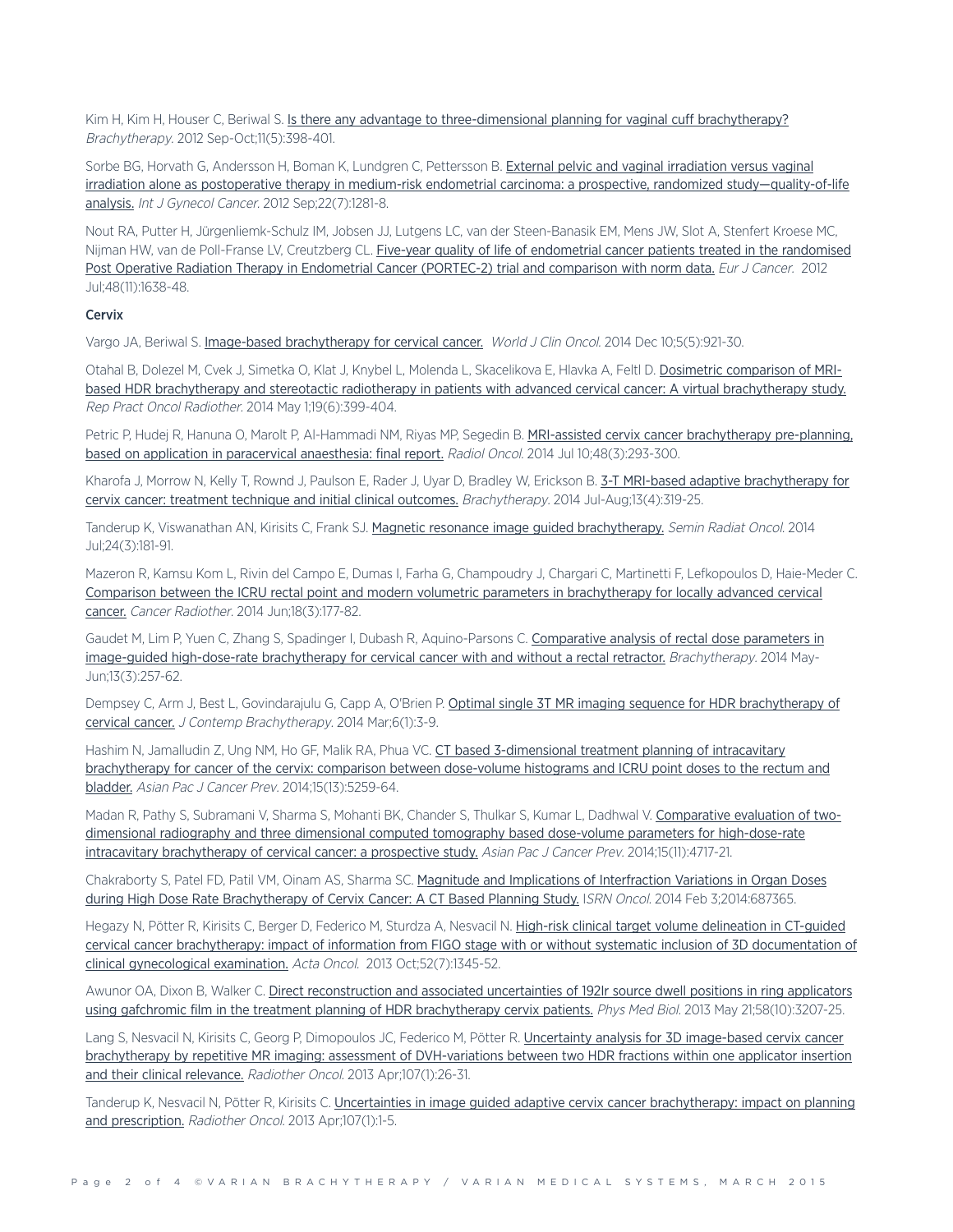Kim H, Kim H, Houser C, Beriwal S. Is there any advantage to three-dimensional planning for vaginal cuff brachytherapy? *Brachytherapy*. 2012 Sep-Oct;11(5):398-401.

Sorbe BG, Horvath G, Andersson H, Boman K, Lundgren C, Pettersson B. External pelvic and vaginal irradiation versus vaginal irradiation alone as postoperative therapy in medium-risk endometrial carcinoma: a prospective, randomized study—quality-of-life analysis. *Int J Gynecol Cancer*. 2012 Sep;22(7):1281-8.

Nout RA, Putter H, Jürgenliemk-Schulz IM, Jobsen JJ, Lutgens LC, van der Steen-Banasik EM, Mens JW, Slot A, Stenfert Kroese MC, Nijman HW, van de Poll-Franse LV, Creutzberg CL. Five-year quality of life of endometrial cancer patients treated in the randomised Post Operative Radiation Therapy in Endometrial Cancer (PORTEC-2) trial and comparison with norm data. *Eur J Cancer*. 2012 Jul;48(11):1638-48.

### Cervix

Vargo JA, Beriwal S. Image-based brachytherapy for cervical cancer. *World J Clin Oncol*. 2014 Dec 10;5(5):921-30.

Otahal B, Dolezel M, Cvek J, Simetka O, Klat J, Knybel L, Molenda L, Skacelikova E, Hlavka A, Feltl D. Dosimetric comparison of MRI-based HDR brachytherapy and stereotactic radiotherapy in patients with advanced cervical cancer: A virtual brachytherapy study. *Rep Pract Oncol Radiother*. 2014 May 1;19(6):399-404.

Petric P, Hudej R, Hanuna O, Marolt P, Al-Hammadi NM, Riyas MP, Segedin B. MRI-assisted cervix cancer brachytherapy pre-planning, based on application in paracervical anaesthesia: final report. *Radiol Oncol*. 2014 Jul 10;48(3):293-300.

Kharofa J, Morrow N, Kelly T, Rownd J, Paulson E, Rader J, Uyar D, Bradley W, Erickson B. 3-T MRI-based adaptive brachytherapy for cervix cancer: treatment technique and initial clinical outcomes. *Brachytherapy*. 2014 Jul-Aug;13(4):319-25.

Tanderup K, Viswanathan AN, Kirisits C, Frank SJ. Magnetic resonance image guided brachytherapy. *Semin Radiat Oncol*. 2014 Jul;24(3):181-91.

Mazeron R, Kamsu Kom L, Rivin del Campo E, Dumas I, Farha G, Champoudry J, Chargari C, Martinetti F, Lefkopoulos D, Haie-Meder C. Comparison between the ICRU rectal point and modern volumetric parameters in brachytherapy for locally advanced cervical cancer. *Cancer Radiother*. 2014 Jun;18(3):177-82.

Gaudet M, Lim P, Yuen C, Zhang S, Spadinger I, Dubash R, Aquino-Parsons C. Comparative analysis of rectal dose parameters in image-guided high-dose-rate brachytherapy for cervical cancer with and without a rectal retractor. *Brachytherapy*. 2014 May-Jun;13(3):257-62.

Dempsey C, Arm J, Best L, Govindarajulu G, Capp A, O'Brien P. Optimal single 3T MR imaging sequence for HDR brachytherapy of cervical cancer. *J Contemp Brachytherapy*. 2014 Mar;6(1):3-9.

Hashim N, Jamalludin Z, Ung NM, Ho GF, Malik RA, Phua VC. CT based 3-dimensional treatment planning of intracavitary brachytherapy for cancer of the cervix: comparison between dose-volume histograms and ICRU point doses to the rectum and bladder. *Asian Pac J Cancer Prev*. 2014;15(13):5259-64.

Madan R, Pathy S, Subramani V, Sharma S, Mohanti BK, Chander S, Thulkar S, Kumar L, Dadhwal V. Comparative evaluation of two-dimensional radiography and three dimensional computed tomography based dose-volume parameters for high-dose-rate intracavitary brachytherapy of cervical cancer: a prospective study. *Asian Pac J Cancer Prev*. 2014;15(11):4717-21.

Chakraborty S, Patel FD, Patil VM, Oinam AS, Sharma SC. Magnitude and Implications of Interfraction Variations in Organ Doses during High Dose Rate Brachytherapy of Cervix Cancer: A CT Based Planning Study. *ISRN Oncol*. 2014 Feb 3;2014:687365.

Hegazy N, Pötter R, Kirisits C, Berger D, Federico M, Sturdza A, Nesvacil N. High-risk clinical target volume delineation in CT-guided cervical cancer brachytherapy: impact of information from FIGO stage with or without systematic inclusion of 3D documentation of clinical gynecological examination. *Acta Oncol*. 2013 Oct;52(7):1345-52.

Awunor OA, Dixon B, Walker C. Direct reconstruction and associated uncertainties of 192Ir source dwell positions in ring applicators using gafchromic film in the treatment planning of HDR brachytherapy cervix patients. *Phys Med Biol*. 2013 May 21;58(10):3207-25.

Lang S, Nesvacil N, Kirisits C, Georg P, Dimopoulos JC, Federico M, Pötter R. Uncertainty analysis for 3D image-based cervix cancer brachytherapy by repetitive MR imaging: assessment of DVH-variations between two HDR fractions within one applicator insertion and their clinical relevance. *Radiother Oncol*. 2013 Apr;107(1):26-31.

Tanderup K, Nesvacil N, Pötter R, Kirisits C. Uncertainties in image guided adaptive cervix cancer brachytherapy: impact on planning and prescription. *Radiother Oncol*. 2013 Apr;107(1):1-5.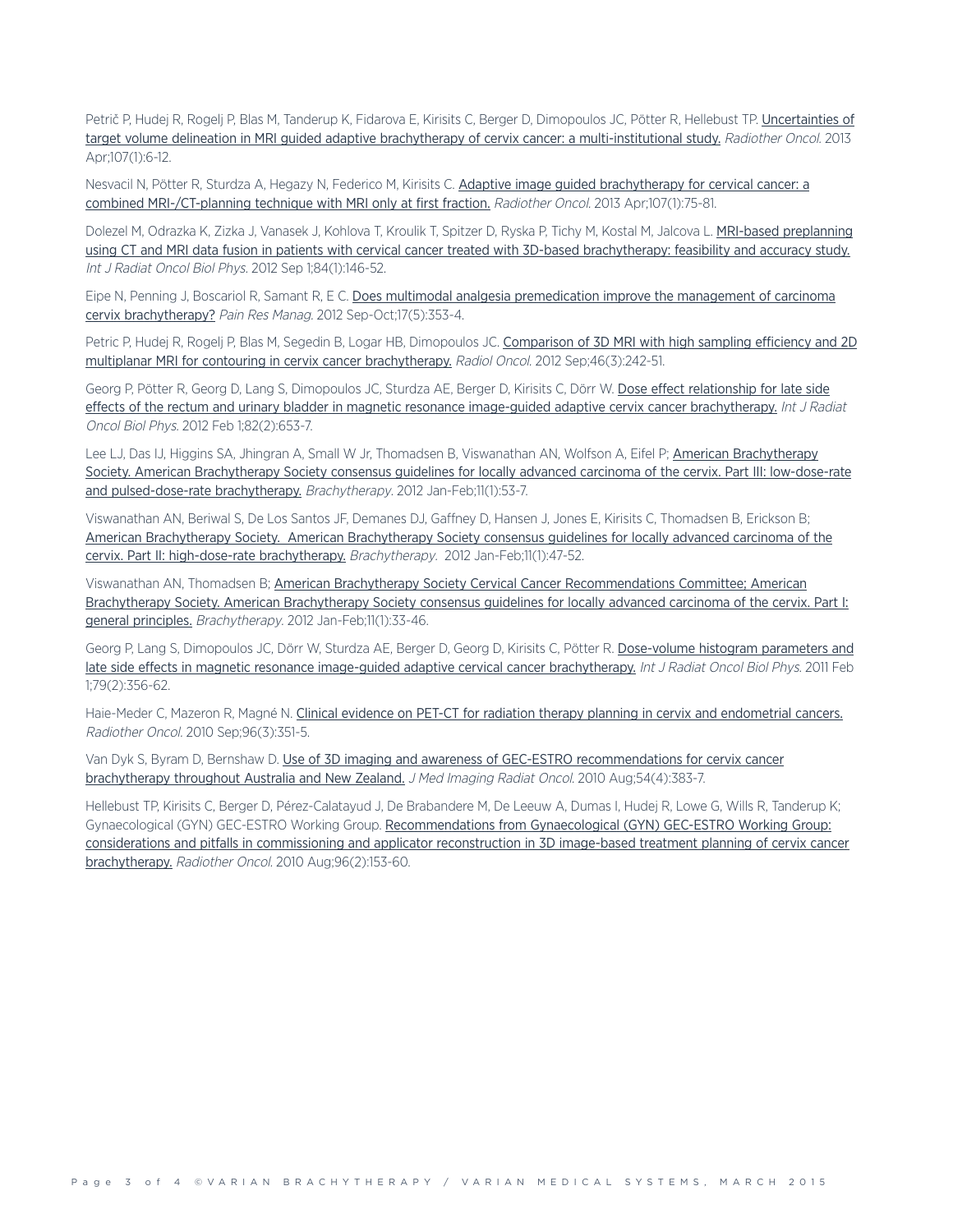Petrič P, Hudej R, Rogelj P, Blas M, Tanderup K, Fidarova E, Kirisits C, Berger D, Dimopoulos JC, Pötter R, Hellebust TP. Uncertainties of target volume delineation in MRI guided adaptive brachytherapy of cervix cancer: a multi-institutional study. *Radiother Oncol.* 2013 Apr;107(1):6-12.

Nesvacil N, Pötter R, Sturdza A, Hegazy N, Federico M, Kirisits C. Adaptive image guided brachytherapy for cervical cancer: a combined MRI-/CT-planning technique with MRI only at first fraction. *Radiother Oncol.* 2013 Apr;107(1):75-81.

Dolezel M, Odrazka K, Zizka J, Vanasek J, Kohlova T, Kroulik T, Spitzer D, Ryska P, Tichy M, Kostal M, Jalcova L. MRI-based preplanning using CT and MRI data fusion in patients with cervical cancer treated with 3D-based brachytherapy: feasibility and accuracy study. *Int J Radiat Oncol Biol Phys.* 2012 Sep 1;84(1):146-52.

Eipe N, Penning J, Boscariol R, Samant R, E C. Does multimodal analgesia premedication improve the management of carcinoma cervix brachytherapy? *Pain Res Manag.* 2012 Sep-Oct;17(5):353-4.

Petric P, Hudej R, Rogelj P, Blas M, Segedin B, Logar HB, Dimopoulos JC. Comparison of 3D MRI with high sampling efficiency and 2D multiplanar MRI for contouring in cervix cancer brachytherapy. *Radiol Oncol.* 2012 Sep;46(3):242-51.

Georg P, Pötter R, Georg D, Lang S, Dimopoulos JC, Sturdza AE, Berger D, Kirisits C, Dörr W. Dose effect relationship for late side effects of the rectum and urinary bladder in magnetic resonance image-guided adaptive cervix cancer brachytherapy. *Int J Radiat Oncol Biol Phys.* 2012 Feb 1;82(2):653-7.

Lee LJ, Das IJ, Higgins SA, Jhingran A, Small W Jr, Thomadsen B, Viswanathan AN, Wolfson A, Eifel P; American Brachytherapy Society. American Brachytherapy Society consensus guidelines for locally advanced carcinoma of the cervix. Part III: low-dose-rate and pulsed-dose-rate brachytherapy. *Brachytherapy.* 2012 Jan-Feb;11(1):53-7.

Viswanathan AN, Beriwal S, De Los Santos JF, Demanes DJ, Gaffney D, Hansen J, Jones E, Kirisits C, Thomadsen B, Erickson B; American Brachytherapy Society. American Brachytherapy Society consensus guidelines for locally advanced carcinoma of the cervix. Part II: high-dose-rate brachytherapy. *Brachytherapy.* 2012 Jan-Feb;11(1):47-52.

Viswanathan AN, Thomadsen B; American Brachytherapy Society Cervical Cancer Recommendations Committee; American Brachytherapy Society. American Brachytherapy Society consensus guidelines for locally advanced carcinoma of the cervix. Part I: general principles. *Brachytherapy.* 2012 Jan-Feb;11(1):33-46.

Georg P, Lang S, Dimopoulos JC, Dörr W, Sturdza AE, Berger D, Georg D, Kirisits C, Pötter R. Dose-volume histogram parameters and late side effects in magnetic resonance image-guided adaptive cervical cancer brachytherapy. *Int J Radiat Oncol Biol Phys.* 2011 Feb 1;79(2):356-62.

Haie-Meder C, Mazeron R, Magné N. Clinical evidence on PET-CT for radiation therapy planning in cervix and endometrial cancers. *Radiother Oncol.* 2010 Sep;96(3):351-5.

Van Dyk S, Byram D, Bernshaw D. Use of 3D imaging and awareness of GEC-ESTRO recommendations for cervix cancer brachytherapy throughout Australia and New Zealand. *J Med Imaging Radiat Oncol.* 2010 Aug;54(4):383-7.

Hellebust TP, Kirisits C, Berger D, Pérez-Calatayud J, De Brabandere M, De Leeuw A, Dumas I, Hudej R, Lowe G, Wills R, Tanderup K; Gynaecological (GYN) GEC-ESTRO Working Group. Recommendations from Gynaecological (GYN) GEC-ESTRO Working Group: considerations and pitfalls in commissioning and applicator reconstruction in 3D image-based treatment planning of cervix cancer brachytherapy. *Radiother Oncol.* 2010 Aug;96(2):153-60.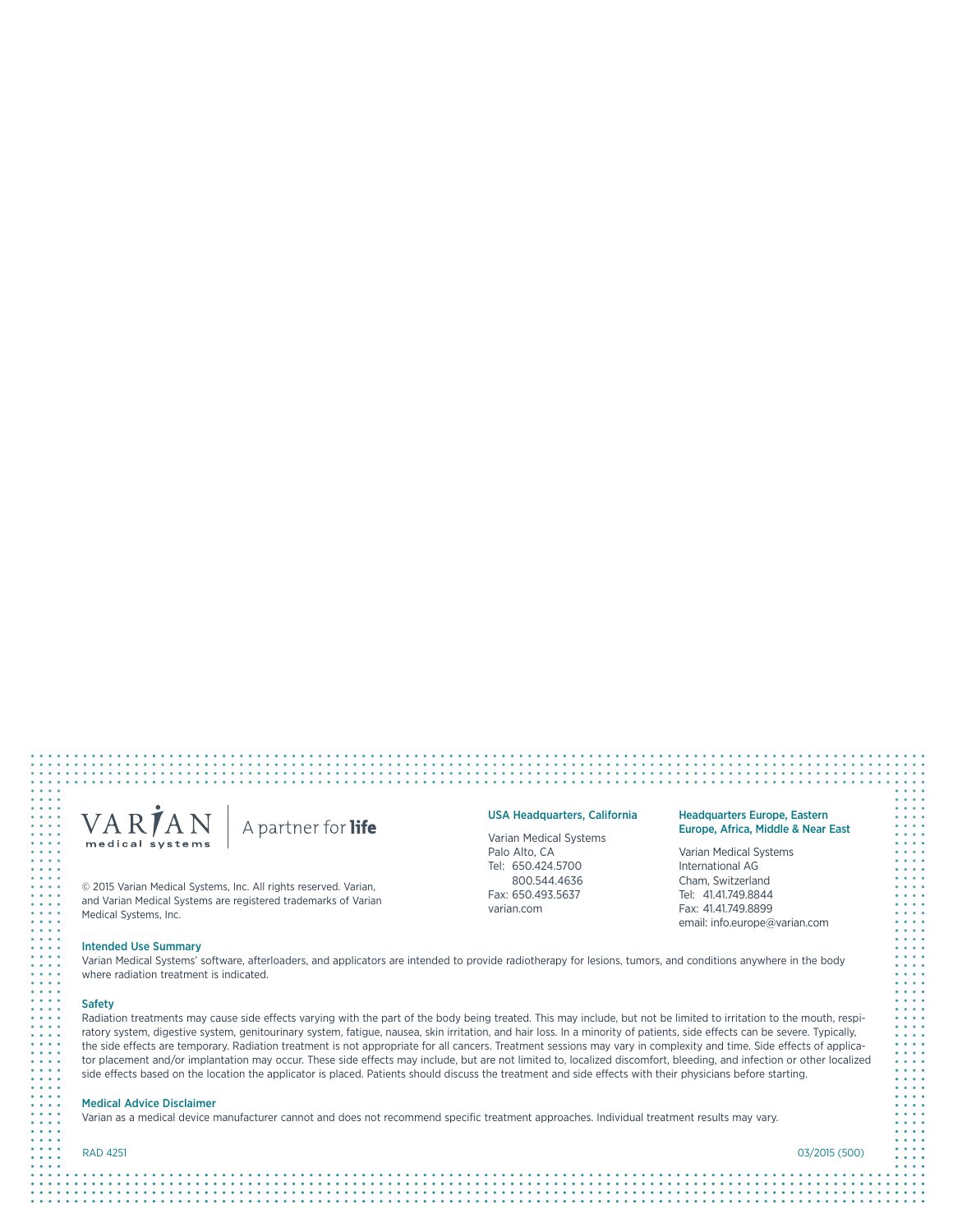VARIAN medical systems | A partner for **life**

© 2015 Varian Medical Systems, Inc. All rights reserved. Varian, and Varian Medical Systems are registered trademarks of Varian Medical Systems, Inc.

**USA Headquarters, California**

Varian Medical Systems
Palo Alto, CA
Tel: 650.424.5700
800.544.4636
Fax: 650.493.5637
varian.com

**Headquarters Europe, Eastern Europe, Africa, Middle & Near East**

Varian Medical Systems
International AG
Cham, Switzerland
Tel: 41.41.749.8844
Fax: 41.41.749.8899
email: info.europe@varian.com

### Intended Use Summary

Varian Medical Systems' software, afterloaders, and applicators are intended to provide radiotherapy for lesions, tumors, and conditions anywhere in the body where radiation treatment is indicated.

### Safety

Radiation treatments may cause side effects varying with the part of the body being treated. This may include, but not be limited to irritation to the mouth, respiratory system, digestive system, genitourinary system, fatigue, nausea, skin irritation, and hair loss. In a minority of patients, side effects can be severe. Typically, the side effects are temporary. Radiation treatment is not appropriate for all cancers. Treatment sessions may vary in complexity and time. Side effects of applicator placement and/or implantation may occur. These side effects may include, but are not limited to, localized discomfort, bleeding, and infection or other localized side effects based on the location the applicator is placed. Patients should discuss the treatment and side effects with their physicians before starting.

### Medical Advice Disclaimer

Varian as a medical device manufacturer cannot and does not recommend specific treatment approaches. Individual treatment results may vary.

RAD 4251

03/2015 (500)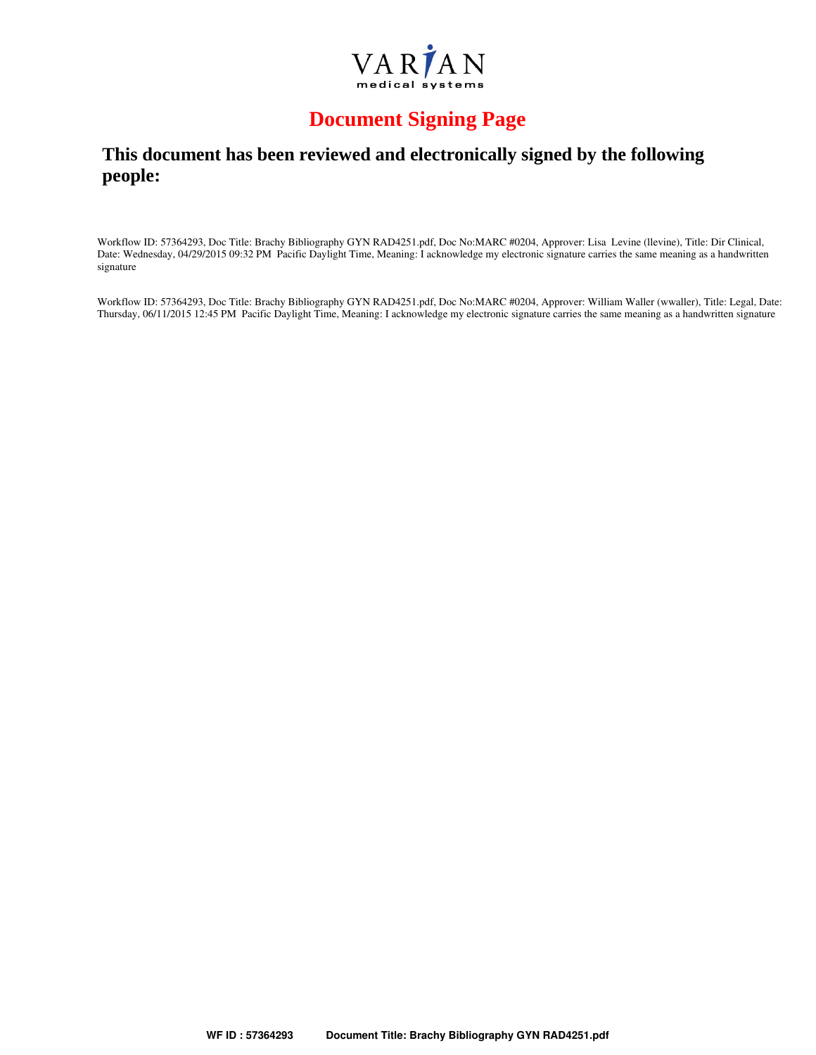VARIAN
medical systems

# Document Signing Page

## This document has been reviewed and electronically signed by the following people:

Workflow ID: 57364293, Doc Title: Brachy Bibliography GYN RAD4251.pdf, Doc No:MARC #0204, Approver: Lisa Levine (llevine), Title: Dir Clinical, Date: Wednesday, 04/29/2015 09:32 PM Pacific Daylight Time, Meaning: I acknowledge my electronic signature carries the same meaning as a handwritten signature

Workflow ID: 57364293, Doc Title: Brachy Bibliography GYN RAD4251.pdf, Doc No:MARC #0204, Approver: William Waller (wwaller), Title: Legal, Date: Thursday, 06/11/2015 12:45 PM Pacific Daylight Time, Meaning: I acknowledge my electronic signature carries the same meaning as a handwritten signature

**WF ID : 57364293** **Document Title: Brachy Bibliography GYN RAD4251.pdf**